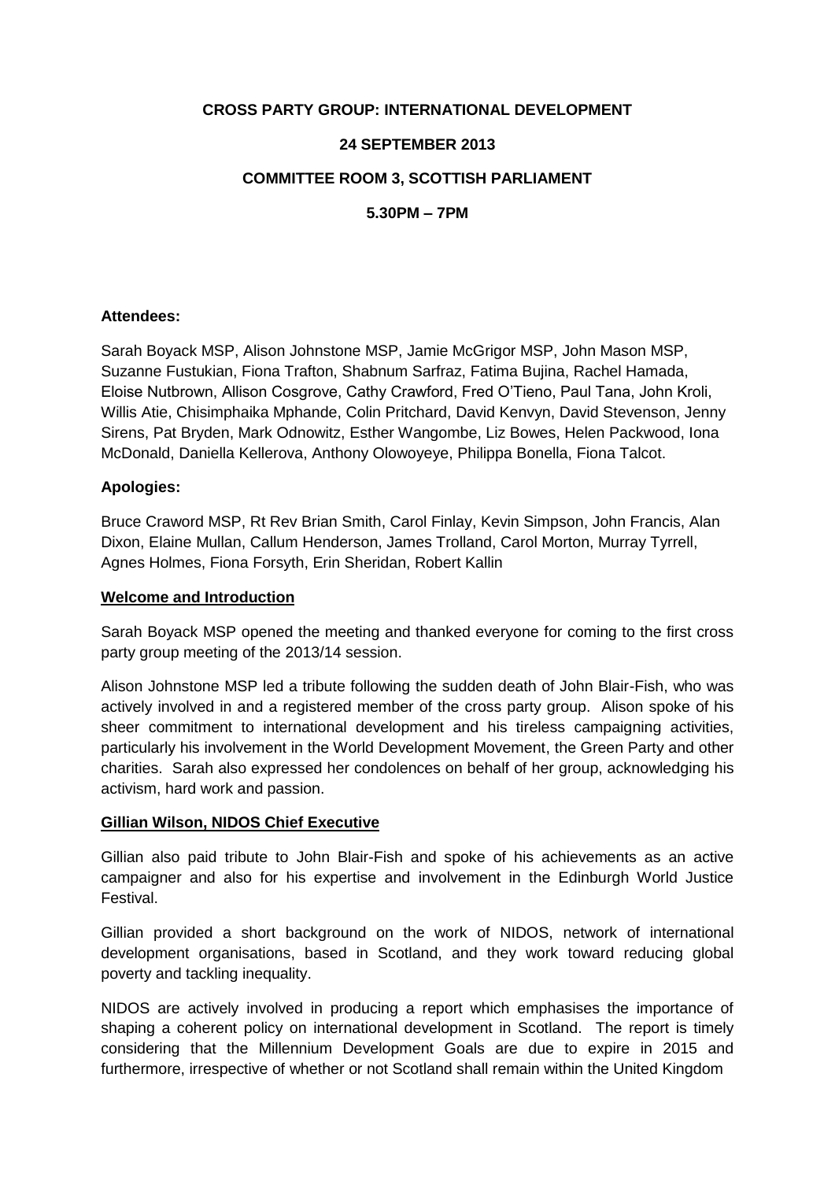**CROSS PARTY GROUP: INTERNATIONAL DEVELOPMENT**

**24 SEPTEMBER 2013**

**COMMITTEE ROOM 3, SCOTTISH PARLIAMENT**

**5.30PM – 7PM**

**Attendees:**

Sarah Boyack MSP, Alison Johnstone MSP, Jamie McGrigor MSP, John Mason MSP, Suzanne Fustukian, Fiona Trafton, Shabnum Sarfraz, Fatima Bujina, Rachel Hamada, Eloise Nutbrown, Allison Cosgrove, Cathy Crawford, Fred O'Tieno, Paul Tana, John Kroli, Willis Atie, Chisimphaika Mphande, Colin Pritchard, David Kenvyn, David Stevenson, Jenny Sirens, Pat Bryden, Mark Odnowitz, Esther Wangombe, Liz Bowes, Helen Packwood, Iona McDonald, Daniella Kellerova, Anthony Olowoyeye, Philippa Bonella, Fiona Talcot.

**Apologies:**

Bruce Craword MSP, Rt Rev Brian Smith, Carol Finlay, Kevin Simpson, John Francis, Alan Dixon, Elaine Mullan, Callum Henderson, James Trolland, Carol Morton, Murray Tyrrell, Agnes Holmes, Fiona Forsyth, Erin Sheridan, Robert Kallin

**Welcome and Introduction**

Sarah Boyack MSP opened the meeting and thanked everyone for coming to the first cross party group meeting of the 2013/14 session.

Alison Johnstone MSP led a tribute following the sudden death of John Blair-Fish, who was actively involved in and a registered member of the cross party group. Alison spoke of his sheer commitment to international development and his tireless campaigning activities, particularly his involvement in the World Development Movement, the Green Party and other charities. Sarah also expressed her condolences on behalf of her group, acknowledging his activism, hard work and passion.

**Gillian Wilson, NIDOS Chief Executive**

Gillian also paid tribute to John Blair-Fish and spoke of his achievements as an active campaigner and also for his expertise and involvement in the Edinburgh World Justice Festival.

Gillian provided a short background on the work of NIDOS, network of international development organisations, based in Scotland, and they work toward reducing global poverty and tackling inequality.

NIDOS are actively involved in producing a report which emphasises the importance of shaping a coherent policy on international development in Scotland. The report is timely considering that the Millennium Development Goals are due to expire in 2015 and furthermore, irrespective of whether or not Scotland shall remain within the United Kingdom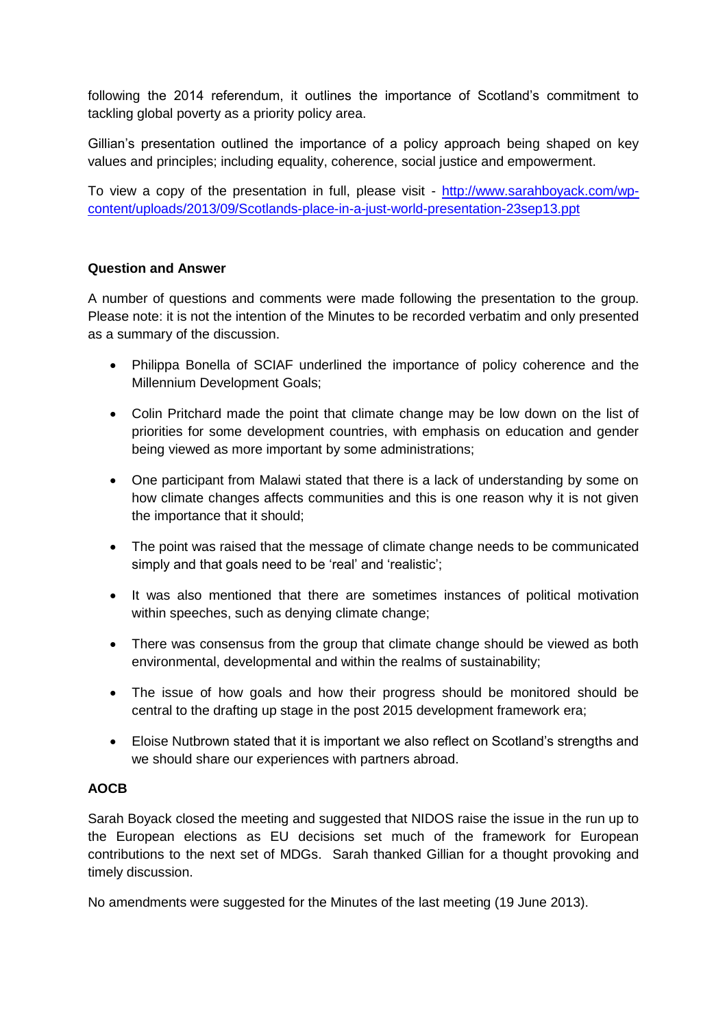following the 2014 referendum, it outlines the importance of Scotland's commitment to tackling global poverty as a priority policy area.

Gillian's presentation outlined the importance of a policy approach being shaped on key values and principles; including equality, coherence, social justice and empowerment.

To view a copy of the presentation in full, please visit - [http://www.sarahboyack.com/wp-content/uploads/2013/09/Scotlands-place-in-a-just-world-presentation-23sep13.ppt](http://www.sarahboyack.com/wp-content/uploads/2013/09/Scotlands-place-in-a-just-world-presentation-23sep13.ppt)

**Question and Answer**

A number of questions and comments were made following the presentation to the group. Please note: it is not the intention of the Minutes to be recorded verbatim and only presented as a summary of the discussion.

- Philippa Bonella of SCIAF underlined the importance of policy coherence and the Millennium Development Goals;
- Colin Pritchard made the point that climate change may be low down on the list of priorities for some development countries, with emphasis on education and gender being viewed as more important by some administrations;
- One participant from Malawi stated that there is a lack of understanding by some on how climate changes affects communities and this is one reason why it is not given the importance that it should;
- The point was raised that the message of climate change needs to be communicated simply and that goals need to be 'real' and 'realistic';
- It was also mentioned that there are sometimes instances of political motivation within speeches, such as denying climate change;
- There was consensus from the group that climate change should be viewed as both environmental, developmental and within the realms of sustainability;
- The issue of how goals and how their progress should be monitored should be central to the drafting up stage in the post 2015 development framework era;
- Eloise Nutbrown stated that it is important we also reflect on Scotland's strengths and we should share our experiences with partners abroad.

**AOCB**

Sarah Boyack closed the meeting and suggested that NIDOS raise the issue in the run up to the European elections as EU decisions set much of the framework for European contributions to the next set of MDGs. Sarah thanked Gillian for a thought provoking and timely discussion.

No amendments were suggested for the Minutes of the last meeting (19 June 2013).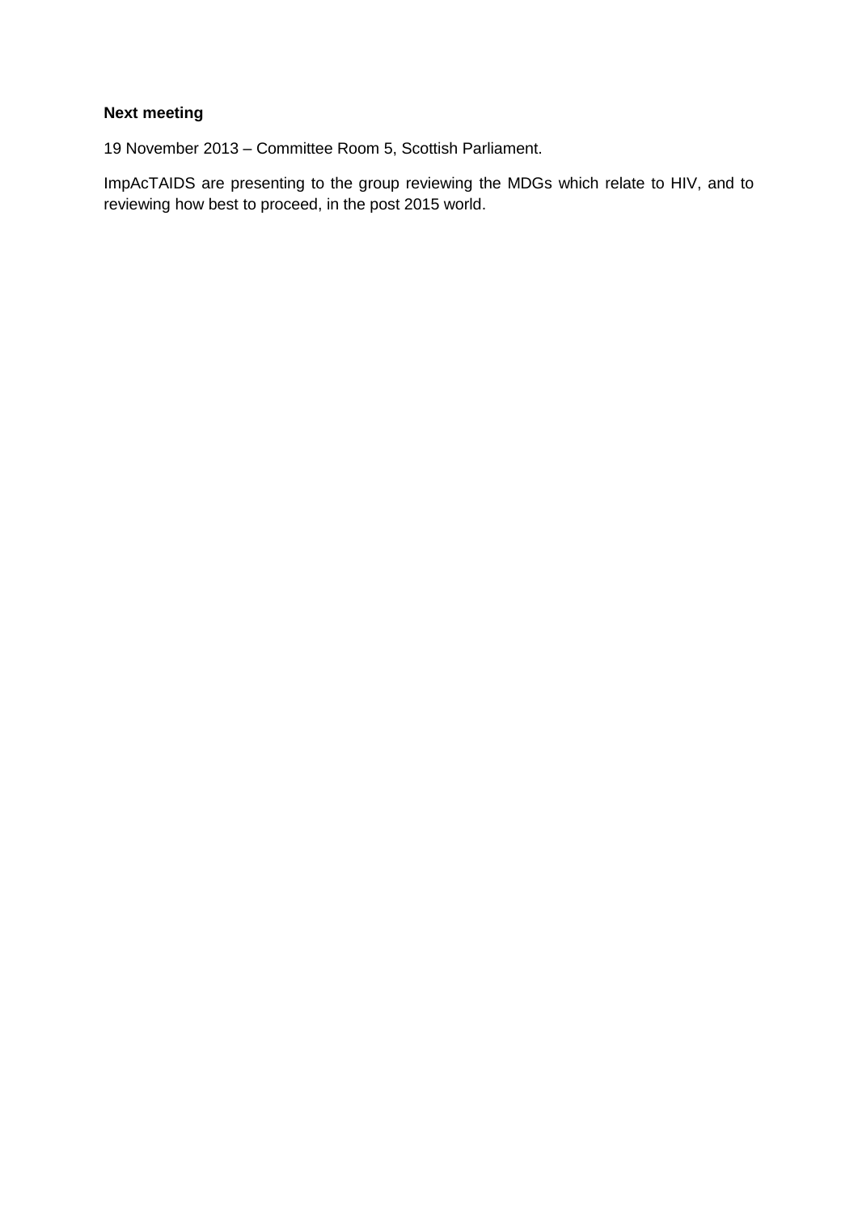**Next meeting**

19 November 2013 – Committee Room 5, Scottish Parliament.

ImpAcTAIDS are presenting to the group reviewing the MDGs which relate to HIV, and to reviewing how best to proceed, in the post 2015 world.